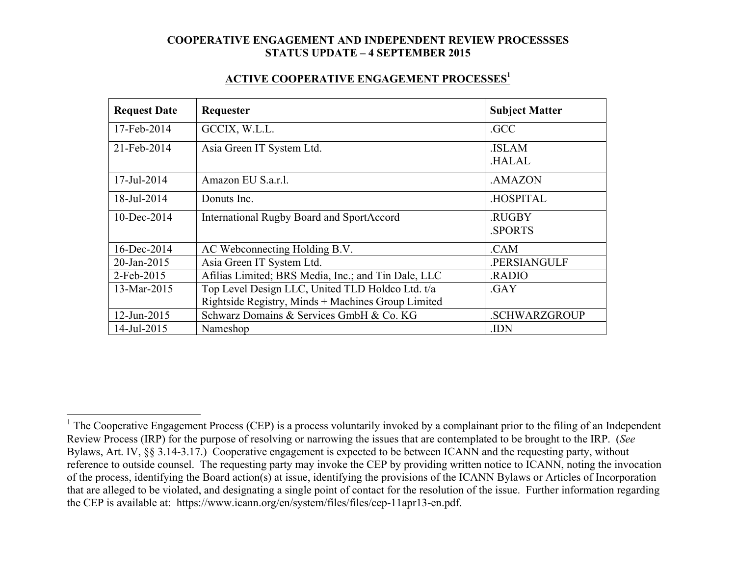# COOPERATIVE ENGAGEMENT AND INDEPENDENT REVIEW PROCESSSES
# STATUS UPDATE – 4 SEPTEMBER 2015

## ACTIVE COOPERATIVE ENGAGEMENT PROCESSES[1]

| Request Date | Requester | Subject Matter |
|---|---|---|
| 17-Feb-2014 | GCCIX, W.L.L. | .GCC |
| 21-Feb-2014 | Asia Green IT System Ltd. | .ISLAM<br>.HALAL |
| 17-Jul-2014 | Amazon EU S.a.r.l. | .AMAZON |
| 18-Jul-2014 | Donuts Inc. | .HOSPITAL |
| 10-Dec-2014 | International Rugby Board and SportAccord | .RUGBY<br>.SPORTS |
| 16-Dec-2014 | AC Webconnecting Holding B.V. | .CAM |
| 20-Jan-2015 | Asia Green IT System Ltd. | .PERSIANGULF |
| 2-Feb-2015 | Afilias Limited; BRS Media, Inc.; and Tin Dale, LLC | .RADIO |
| 13-Mar-2015 | Top Level Design LLC, United TLD Holdco Ltd. t/a Rightside Registry, Minds + Machines Group Limited | .GAY |
| 12-Jun-2015 | Schwarz Domains & Services GmbH & Co. KG | .SCHWARZGROUP |
| 14-Jul-2015 | Nameshop | .IDN |

---

[1] The Cooperative Engagement Process (CEP) is a process voluntarily invoked by a complainant prior to the filing of an Independent Review Process (IRP) for the purpose of resolving or narrowing the issues that are contemplated to be brought to the IRP. (*See* Bylaws, Art. IV, §§ 3.14-3.17.) Cooperative engagement is expected to be between ICANN and the requesting party, without reference to outside counsel. The requesting party may invoke the CEP by providing written notice to ICANN, noting the invocation of the process, identifying the Board action(s) at issue, identifying the provisions of the ICANN Bylaws or Articles of Incorporation that are alleged to be violated, and designating a single point of contact for the resolution of the issue. Further information regarding the CEP is available at: https://www.icann.org/en/system/files/files/cep-11apr13-en.pdf.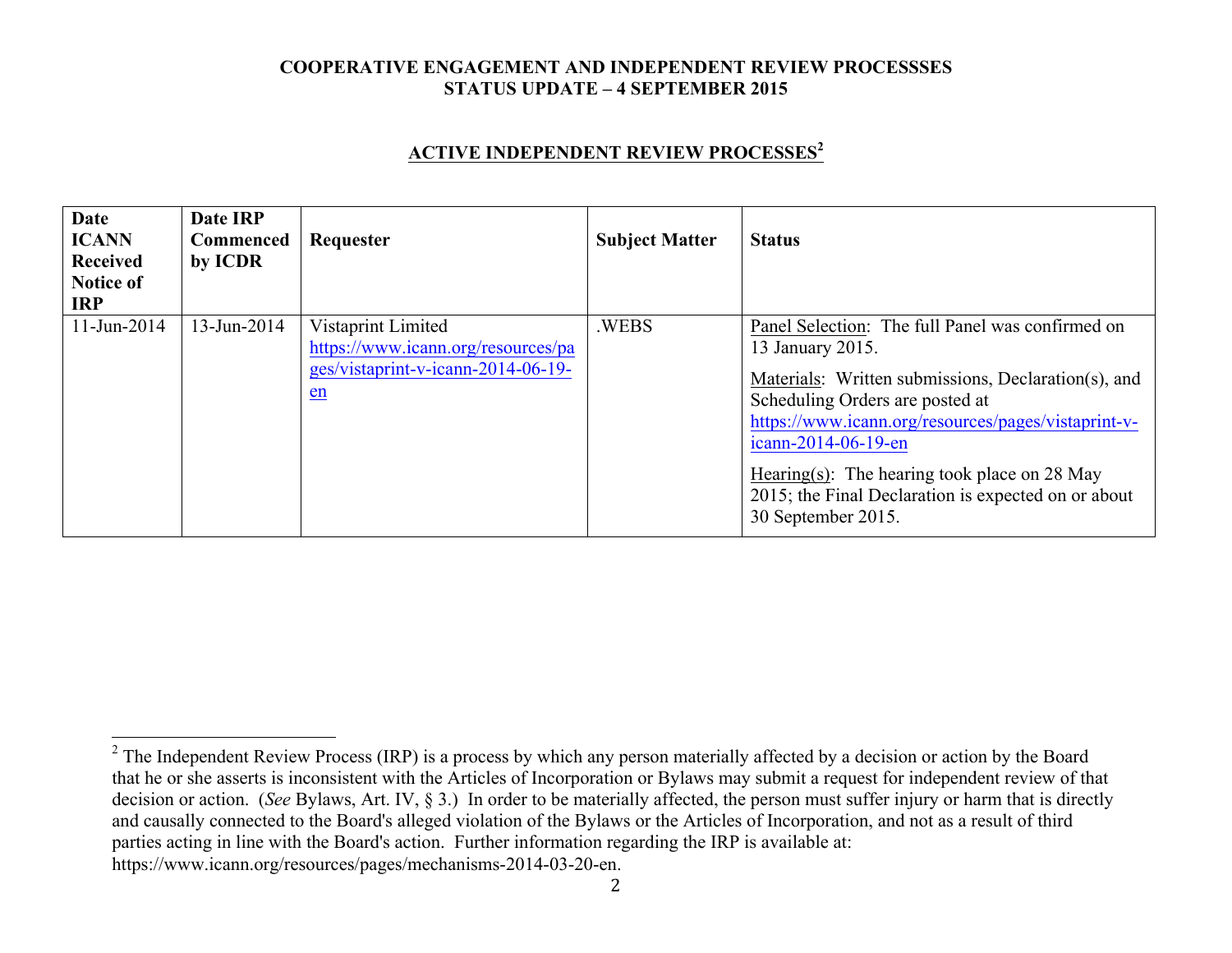**COOPERATIVE ENGAGEMENT AND INDEPENDENT REVIEW PROCESSSES**
**STATUS UPDATE – 4 SEPTEMBER 2015**

## ACTIVE INDEPENDENT REVIEW PROCESSES[2]

| Date ICANN Received Notice of IRP | Date IRP Commenced by ICDR | Requester | Subject Matter | Status |
|---|---|---|---|---|
| 11-Jun-2014 | 13-Jun-2014 | Vistaprint Limited https://www.icann.org/resources/pages/vistaprint-v-icann-2014-06-19-en | .WEBS | Panel Selection: The full Panel was confirmed on 13 January 2015.<br><br>Materials: Written submissions, Declaration(s), and Scheduling Orders are posted at https://www.icann.org/resources/pages/vistaprint-v-icann-2014-06-19-en<br><br>Hearing(s): The hearing took place on 28 May 2015; the Final Declaration is expected on or about 30 September 2015. |

[2] The Independent Review Process (IRP) is a process by which any person materially affected by a decision or action by the Board that he or she asserts is inconsistent with the Articles of Incorporation or Bylaws may submit a request for independent review of that decision or action. (*See* Bylaws, Art. IV, § 3.) In order to be materially affected, the person must suffer injury or harm that is directly and causally connected to the Board's alleged violation of the Bylaws or the Articles of Incorporation, and not as a result of third parties acting in line with the Board's action. Further information regarding the IRP is available at: https://www.icann.org/resources/pages/mechanisms-2014-03-20-en.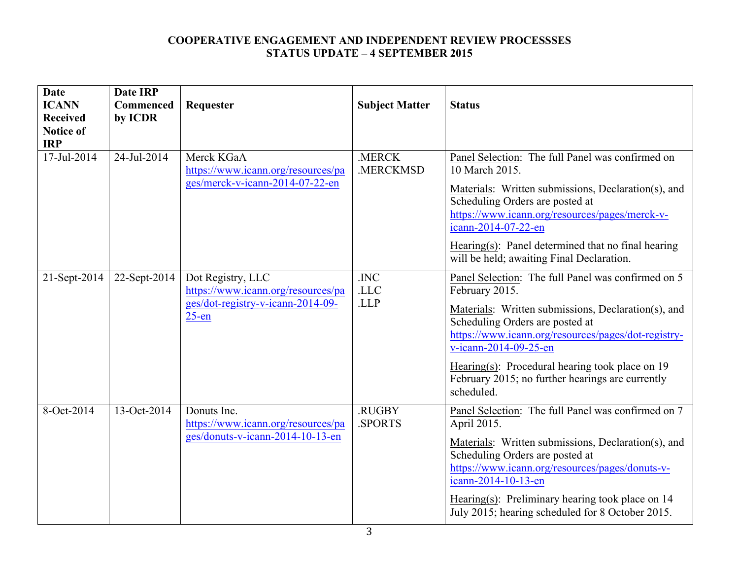**COOPERATIVE ENGAGEMENT AND INDEPENDENT REVIEW PROCESSSES**
**STATUS UPDATE – 4 SEPTEMBER 2015**

| Date ICANN Received Notice of IRP | Date IRP Commenced by ICDR | Requester | Subject Matter | Status |
|---|---|---|---|---|
| 17-Jul-2014 | 24-Jul-2014 | Merck KGaA https://www.icann.org/resources/pages/merck-v-icann-2014-07-22-en | .MERCK .MERCKMSD | Panel Selection: The full Panel was confirmed on 10 March 2015. Materials: Written submissions, Declaration(s), and Scheduling Orders are posted at https://www.icann.org/resources/pages/merck-v-icann-2014-07-22-en Hearing(s): Panel determined that no final hearing will be held; awaiting Final Declaration. |
| 21-Sept-2014 | 22-Sept-2014 | Dot Registry, LLC https://www.icann.org/resources/pages/dot-registry-v-icann-2014-09-25-en | .INC .LLC .LLP | Panel Selection: The full Panel was confirmed on 5 February 2015. Materials: Written submissions, Declaration(s), and Scheduling Orders are posted at https://www.icann.org/resources/pages/dot-registry-v-icann-2014-09-25-en Hearing(s): Procedural hearing took place on 19 February 2015; no further hearings are currently scheduled. |
| 8-Oct-2014 | 13-Oct-2014 | Donuts Inc. https://www.icann.org/resources/pages/donuts-v-icann-2014-10-13-en | .RUGBY .SPORTS | Panel Selection: The full Panel was confirmed on 7 April 2015. Materials: Written submissions, Declaration(s), and Scheduling Orders are posted at https://www.icann.org/resources/pages/donuts-v-icann-2014-10-13-en Hearing(s): Preliminary hearing took place on 14 July 2015; hearing scheduled for 8 October 2015. |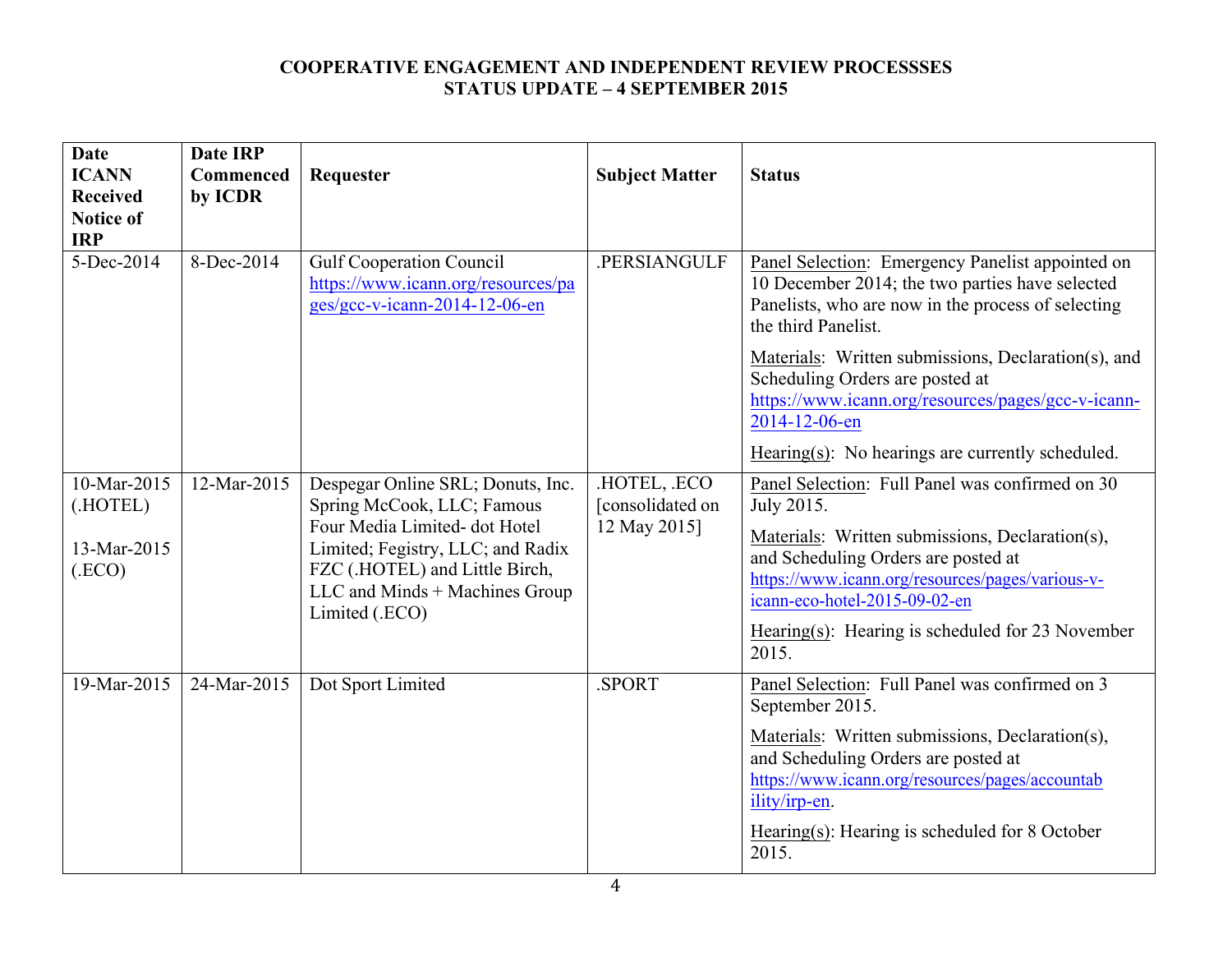**COOPERATIVE ENGAGEMENT AND INDEPENDENT REVIEW PROCESSSES**
**STATUS UPDATE – 4 SEPTEMBER 2015**

| Date ICANN Received Notice of IRP | Date IRP Commenced by ICDR | Requester | Subject Matter | Status |
|---|---|---|---|---|
| 5-Dec-2014 | 8-Dec-2014 | Gulf Cooperation Council https://www.icann.org/resources/pages/gcc-v-icann-2014-12-06-en | .PERSIANGULF | Panel Selection: Emergency Panelist appointed on 10 December 2014; the two parties have selected Panelists, who are now in the process of selecting the third Panelist.<br><br>Materials: Written submissions, Declaration(s), and Scheduling Orders are posted at https://www.icann.org/resources/pages/gcc-v-icann-2014-12-06-en<br><br>Hearing(s): No hearings are currently scheduled. |
| 10-Mar-2015 (.HOTEL)<br><br>13-Mar-2015 (.ECO) | 12-Mar-2015 | Despegar Online SRL; Donuts, Inc. Spring McCook, LLC; Famous Four Media Limited- dot Hotel Limited; Fegistry, LLC; and Radix FZC (.HOTEL) and Little Birch, LLC and Minds + Machines Group Limited (.ECO) | .HOTEL, .ECO [consolidated on 12 May 2015] | Panel Selection: Full Panel was confirmed on 30 July 2015.<br><br>Materials: Written submissions, Declaration(s), and Scheduling Orders are posted at https://www.icann.org/resources/pages/various-v-icann-eco-hotel-2015-09-02-en<br><br>Hearing(s): Hearing is scheduled for 23 November 2015. |
| 19-Mar-2015 | 24-Mar-2015 | Dot Sport Limited | .SPORT | Panel Selection: Full Panel was confirmed on 3 September 2015.<br><br>Materials: Written submissions, Declaration(s), and Scheduling Orders are posted at https://www.icann.org/resources/pages/accountability/irp-en.<br><br>Hearing(s): Hearing is scheduled for 8 October 2015. |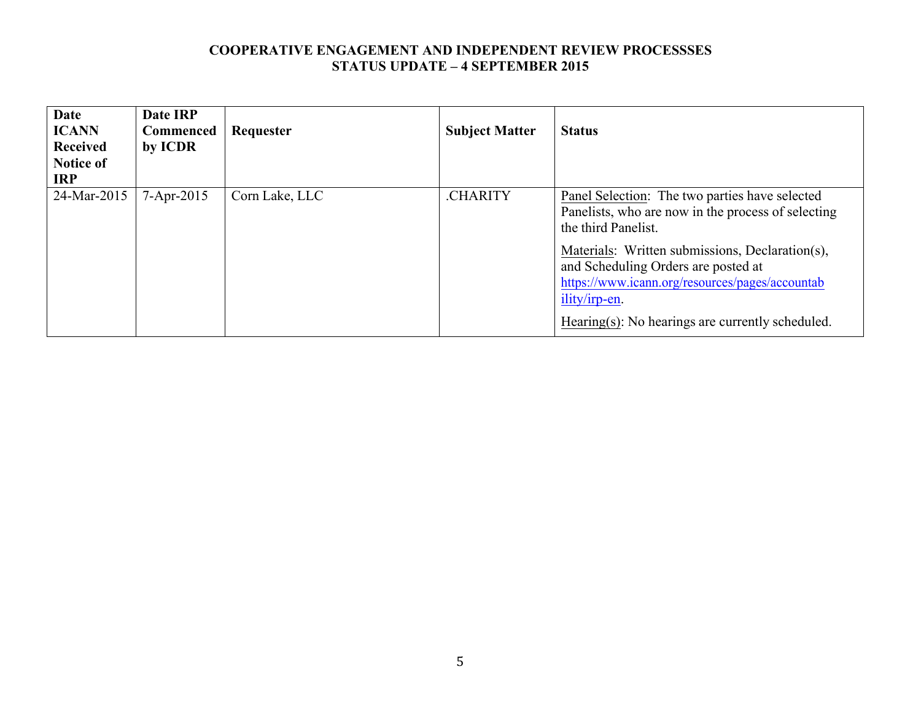**COOPERATIVE ENGAGEMENT AND INDEPENDENT REVIEW PROCESSSES**
**STATUS UPDATE – 4 SEPTEMBER 2015**

| Date ICANN Received Notice of IRP | Date IRP Commenced by ICDR | Requester | Subject Matter | Status |
|---|---|---|---|---|
| 24-Mar-2015 | 7-Apr-2015 | Corn Lake, LLC | .CHARITY | Panel Selection: The two parties have selected Panelists, who are now in the process of selecting the third Panelist.<br><br>Materials: Written submissions, Declaration(s), and Scheduling Orders are posted at https://www.icann.org/resources/pages/accountability/irp-en.<br><br>Hearing(s): No hearings are currently scheduled. |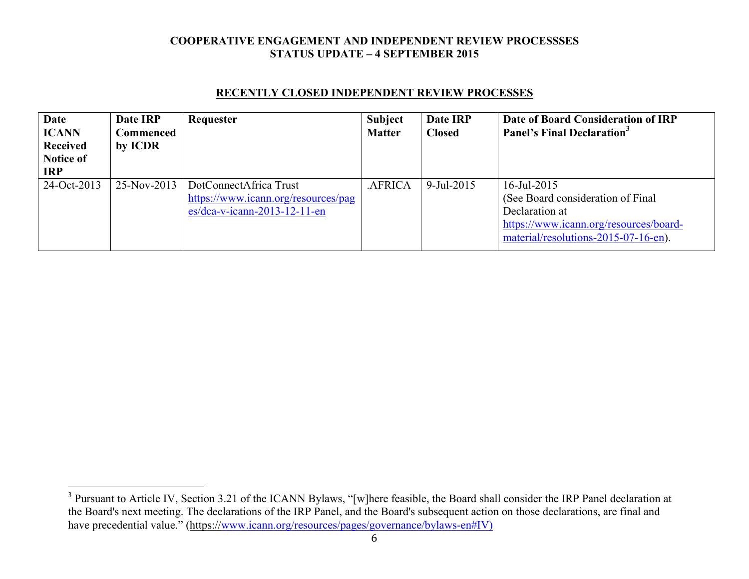**COOPERATIVE ENGAGEMENT AND INDEPENDENT REVIEW PROCESSSES**
**STATUS UPDATE – 4 SEPTEMBER 2015**

## RECENTLY CLOSED INDEPENDENT REVIEW PROCESSES

| Date ICANN Received Notice of IRP | Date IRP Commenced by ICDR | Requester | Subject Matter | Date IRP Closed | Date of Board Consideration of IRP Panel's Final Declaration[3] |
|---|---|---|---|---|---|
| 24-Oct-2013 | 25-Nov-2013 | DotConnectAfrica Trust https://www.icann.org/resources/pages/dca-v-icann-2013-12-11-en | .AFRICA | 9-Jul-2015 | 16-Jul-2015 (See Board consideration of Final Declaration at https://www.icann.org/resources/board-material/resolutions-2015-07-16-en). |

---

[3] Pursuant to Article IV, Section 3.21 of the ICANN Bylaws, "[w]here feasible, the Board shall consider the IRP Panel declaration at the Board's next meeting. The declarations of the IRP Panel, and the Board's subsequent action on those declarations, are final and have precedential value." (https://www.icann.org/resources/pages/governance/bylaws-en#IV)